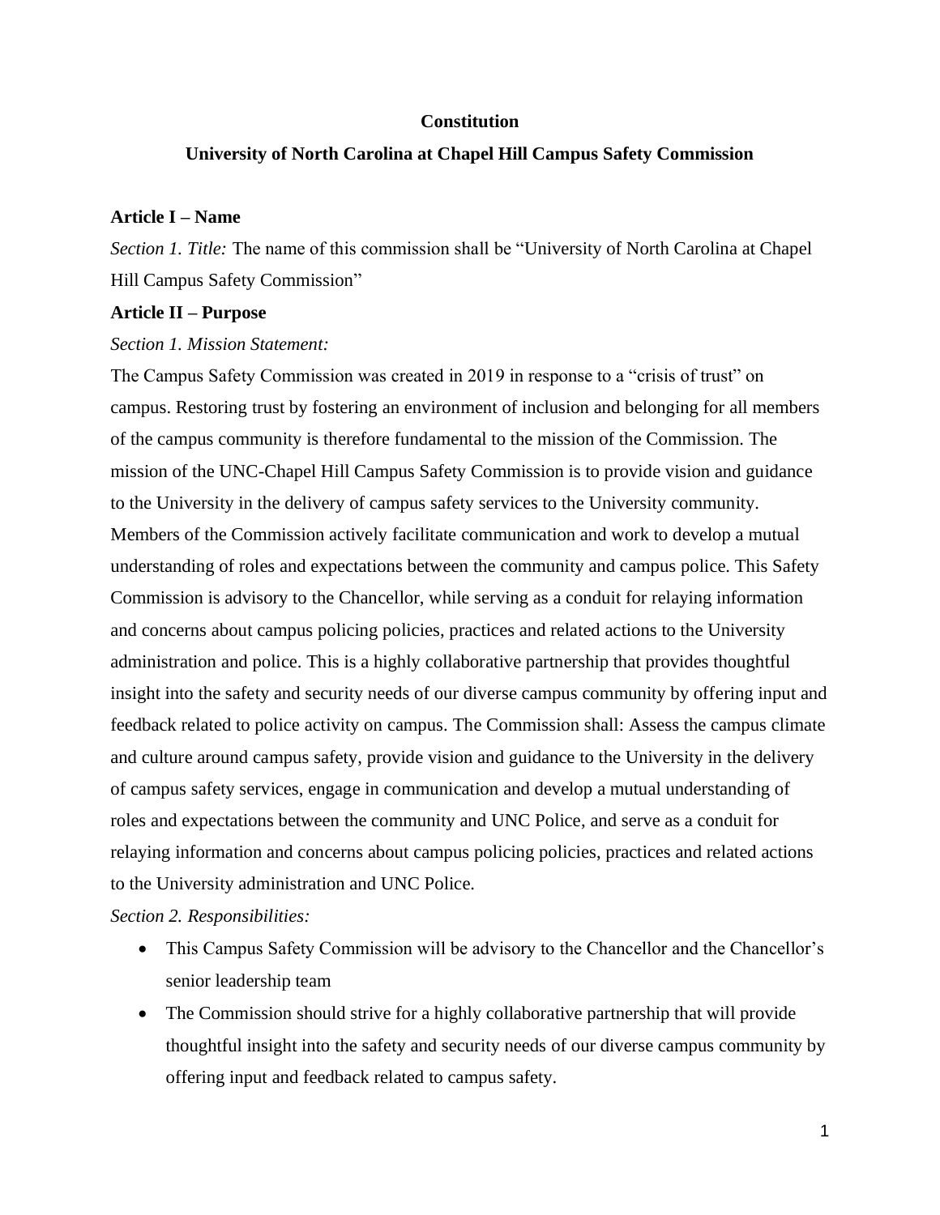# Constitution

# University of North Carolina at Chapel Hill Campus Safety Commission

## Article I – Name

*Section 1. Title:* The name of this commission shall be "University of North Carolina at Chapel Hill Campus Safety Commission"

## Article II – Purpose

*Section 1. Mission Statement:*

The Campus Safety Commission was created in 2019 in response to a "crisis of trust" on campus. Restoring trust by fostering an environment of inclusion and belonging for all members of the campus community is therefore fundamental to the mission of the Commission. The mission of the UNC-Chapel Hill Campus Safety Commission is to provide vision and guidance to the University in the delivery of campus safety services to the University community. Members of the Commission actively facilitate communication and work to develop a mutual understanding of roles and expectations between the community and campus police. This Safety Commission is advisory to the Chancellor, while serving as a conduit for relaying information and concerns about campus policing policies, practices and related actions to the University administration and police. This is a highly collaborative partnership that provides thoughtful insight into the safety and security needs of our diverse campus community by offering input and feedback related to police activity on campus. The Commission shall: Assess the campus climate and culture around campus safety, provide vision and guidance to the University in the delivery of campus safety services, engage in communication and develop a mutual understanding of roles and expectations between the community and UNC Police, and serve as a conduit for relaying information and concerns about campus policing policies, practices and related actions to the University administration and UNC Police.

*Section 2. Responsibilities:*

- This Campus Safety Commission will be advisory to the Chancellor and the Chancellor's senior leadership team
- The Commission should strive for a highly collaborative partnership that will provide thoughtful insight into the safety and security needs of our diverse campus community by offering input and feedback related to campus safety.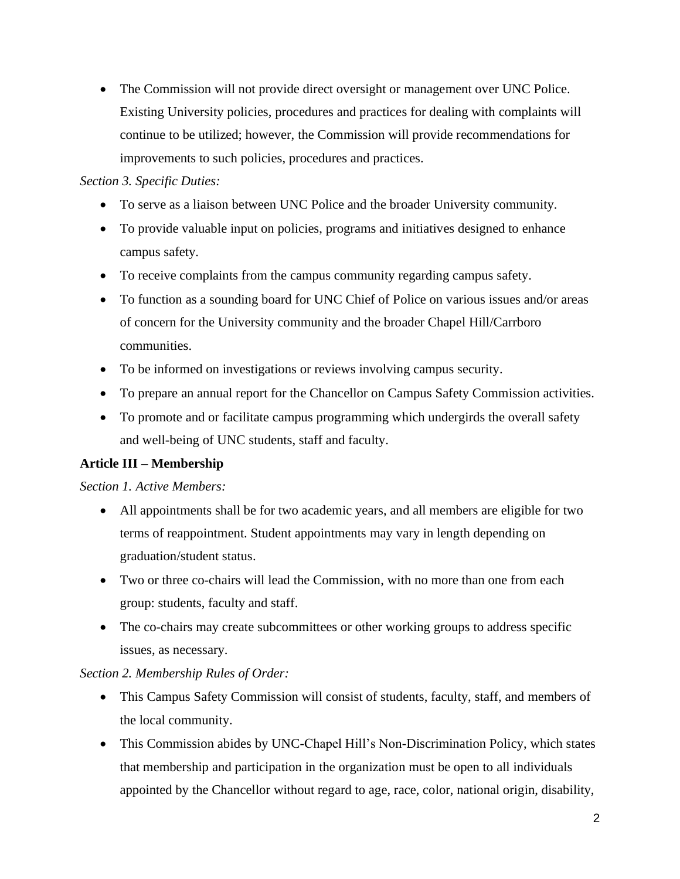- The Commission will not provide direct oversight or management over UNC Police. Existing University policies, procedures and practices for dealing with complaints will continue to be utilized; however, the Commission will provide recommendations for improvements to such policies, procedures and practices.

*Section 3. Specific Duties:*

- To serve as a liaison between UNC Police and the broader University community.
- To provide valuable input on policies, programs and initiatives designed to enhance campus safety.
- To receive complaints from the campus community regarding campus safety.
- To function as a sounding board for UNC Chief of Police on various issues and/or areas of concern for the University community and the broader Chapel Hill/Carrboro communities.
- To be informed on investigations or reviews involving campus security.
- To prepare an annual report for the Chancellor on Campus Safety Commission activities.
- To promote and or facilitate campus programming which undergirds the overall safety and well-being of UNC students, staff and faculty.

**Article III – Membership**

*Section 1. Active Members:*

- All appointments shall be for two academic years, and all members are eligible for two terms of reappointment. Student appointments may vary in length depending on graduation/student status.
- Two or three co-chairs will lead the Commission, with no more than one from each group: students, faculty and staff.
- The co-chairs may create subcommittees or other working groups to address specific issues, as necessary.

*Section 2. Membership Rules of Order:*

- This Campus Safety Commission will consist of students, faculty, staff, and members of the local community.
- This Commission abides by UNC-Chapel Hill's Non-Discrimination Policy, which states that membership and participation in the organization must be open to all individuals appointed by the Chancellor without regard to age, race, color, national origin, disability,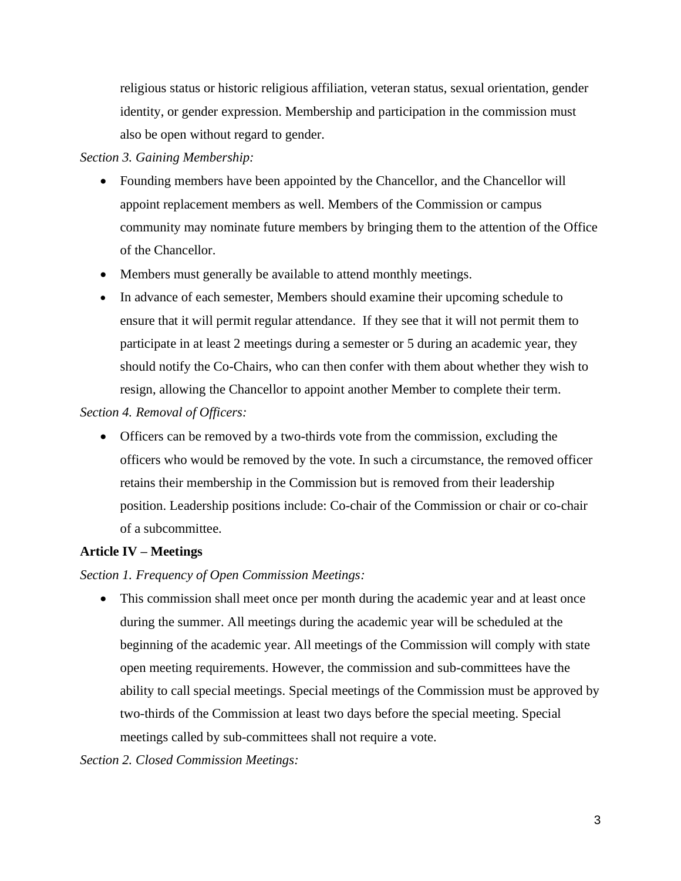religious status or historic religious affiliation, veteran status, sexual orientation, gender identity, or gender expression. Membership and participation in the commission must also be open without regard to gender.

*Section 3. Gaining Membership:*

- Founding members have been appointed by the Chancellor, and the Chancellor will appoint replacement members as well. Members of the Commission or campus community may nominate future members by bringing them to the attention of the Office of the Chancellor.
- Members must generally be available to attend monthly meetings.
- In advance of each semester, Members should examine their upcoming schedule to ensure that it will permit regular attendance. If they see that it will not permit them to participate in at least 2 meetings during a semester or 5 during an academic year, they should notify the Co-Chairs, who can then confer with them about whether they wish to resign, allowing the Chancellor to appoint another Member to complete their term.

*Section 4. Removal of Officers:*

- Officers can be removed by a two-thirds vote from the commission, excluding the officers who would be removed by the vote. In such a circumstance, the removed officer retains their membership in the Commission but is removed from their leadership position. Leadership positions include: Co-chair of the Commission or chair or co-chair of a subcommittee.

**Article IV – Meetings**

*Section 1. Frequency of Open Commission Meetings:*

- This commission shall meet once per month during the academic year and at least once during the summer. All meetings during the academic year will be scheduled at the beginning of the academic year. All meetings of the Commission will comply with state open meeting requirements. However, the commission and sub-committees have the ability to call special meetings. Special meetings of the Commission must be approved by two-thirds of the Commission at least two days before the special meeting. Special meetings called by sub-committees shall not require a vote.

*Section 2. Closed Commission Meetings:*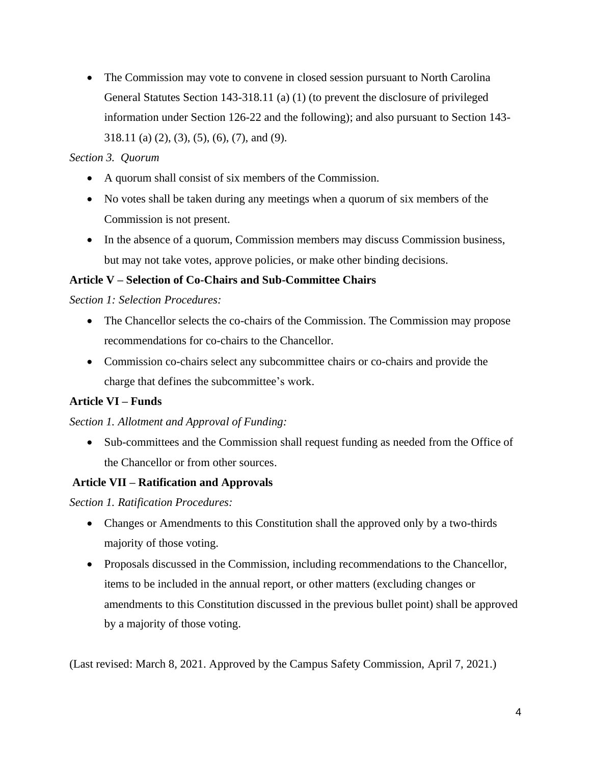- The Commission may vote to convene in closed session pursuant to North Carolina General Statutes Section 143-318.11 (a) (1) (to prevent the disclosure of privileged information under Section 126-22 and the following); and also pursuant to Section 143-318.11 (a) (2), (3), (5), (6), (7), and (9).

*Section 3. Quorum*

- A quorum shall consist of six members of the Commission.
- No votes shall be taken during any meetings when a quorum of six members of the Commission is not present.
- In the absence of a quorum, Commission members may discuss Commission business, but may not take votes, approve policies, or make other binding decisions.

**Article V – Selection of Co-Chairs and Sub-Committee Chairs**

*Section 1: Selection Procedures:*

- The Chancellor selects the co-chairs of the Commission. The Commission may propose recommendations for co-chairs to the Chancellor.
- Commission co-chairs select any subcommittee chairs or co-chairs and provide the charge that defines the subcommittee's work.

**Article VI – Funds**

*Section 1. Allotment and Approval of Funding:*

- Sub-committees and the Commission shall request funding as needed from the Office of the Chancellor or from other sources.

**Article VII – Ratification and Approvals**

*Section 1. Ratification Procedures:*

- Changes or Amendments to this Constitution shall the approved only by a two-thirds majority of those voting.
- Proposals discussed in the Commission, including recommendations to the Chancellor, items to be included in the annual report, or other matters (excluding changes or amendments to this Constitution discussed in the previous bullet point) shall be approved by a majority of those voting.

(Last revised: March 8, 2021. Approved by the Campus Safety Commission, April 7, 2021.)